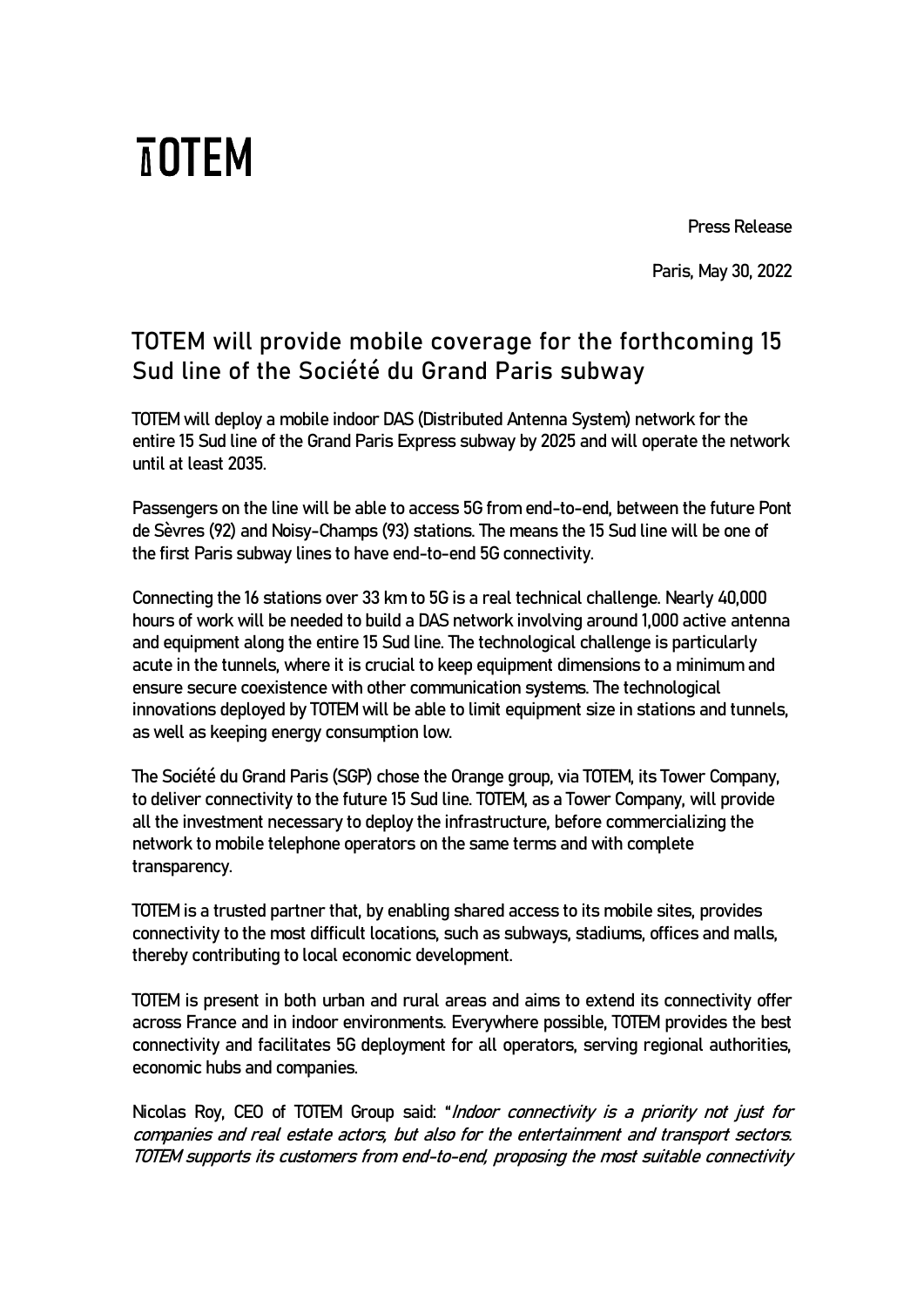# TOTEM

Press Release

Paris, May 30, 2022

## TOTEM will provide mobile coverage for the forthcoming 15 Sud line of the Société du Grand Paris subway

TOTEM will deploy a mobile indoor DAS (Distributed Antenna System) network for the entire 15 Sud line of the Grand Paris Express subway by 2025 and will operate the network until at least 2035.

Passengers on the line will be able to access 5G from end-to-end, between the future Pont de Sèvres (92) and Noisy-Champs (93) stations. The means the 15 Sud line will be one of the first Paris subway lines to have end-to-end 5G connectivity.

Connecting the 16 stations over 33 km to 5G is a real technical challenge. Nearly 40,000 hours of work will be needed to build a DAS network involving around 1,000 active antenna and equipment along the entire 15 Sud line. The technological challenge is particularly acute in the tunnels, where it is crucial to keep equipment dimensions to a minimum and ensure secure coexistence with other communication systems. The technological innovations deployed by TOTEM will be able to limit equipment size in stations and tunnels, as well as keeping energy consumption low.

The Société du Grand Paris (SGP) chose the Orange group, via TOTEM, its Tower Company, to deliver connectivity to the future 15 Sud line. TOTEM, as a Tower Company, will provide all the investment necessary to deploy the infrastructure, before commercializing the network to mobile telephone operators on the same terms and with complete transparency.

TOTEM is a trusted partner that, by enabling shared access to its mobile sites, provides connectivity to the most difficult locations, such as subways, stadiums, offices and malls, thereby contributing to local economic development.

TOTEM is present in both urban and rural areas and aims to extend its connectivity offer across France and in indoor environments. Everywhere possible, TOTEM provides the best connectivity and facilitates 5G deployment for all operators, serving regional authorities, economic hubs and companies.

Nicolas Roy, CEO of TOTEM Group said: "*Indoor connectivity is a priority not just for companies and real estate actors, but also for the entertainment and transport sectors. TOTEM supports its customers from end-to-end, proposing the most suitable connectivity*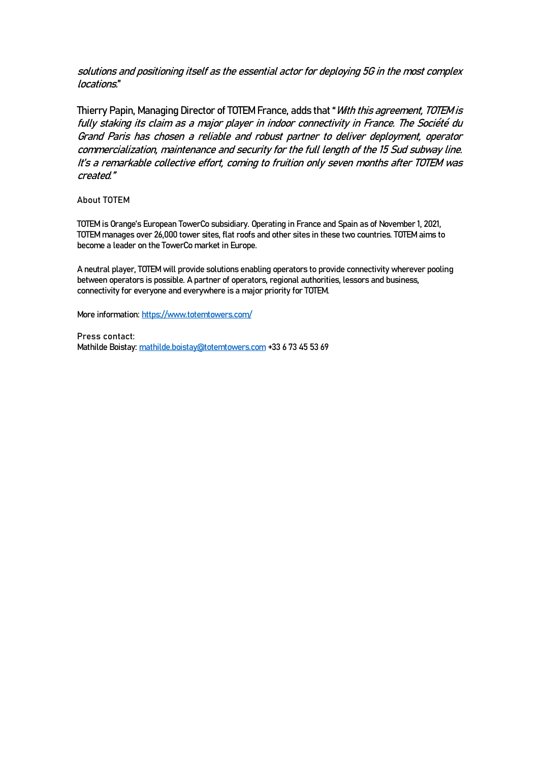*solutions and positioning itself as the essential actor for deploying 5G in the most complex locations*."

Thierry Papin, Managing Director of TOTEM France, adds that "*With this agreement, TOTEM is fully staking its claim as a major player in indoor connectivity in France. The Société du Grand Paris has chosen a reliable and robust partner to deliver deployment, operator commercialization, maintenance and security for the full length of the 15 Sud subway line. It's a remarkable collective effort, coming to fruition only seven months after TOTEM was created.*"

About TOTEM

TOTEM is Orange's European TowerCo subsidiary. Operating in France and Spain as of November 1, 2021, TOTEM manages over 26,000 tower sites, flat roofs and other sites in these two countries. TOTEM aims to become a leader on the TowerCo market in Europe.

A neutral player, TOTEM will provide solutions enabling operators to provide connectivity wherever pooling between operators is possible. A partner of operators, regional authorities, lessors and business, connectivity for everyone and everywhere is a major priority for TOTEM.

More information: https://www.totemtowers.com/

Press contact:
Mathilde Boistay: mathilde.boistay@totemtowers.com +33 6 73 45 53 69